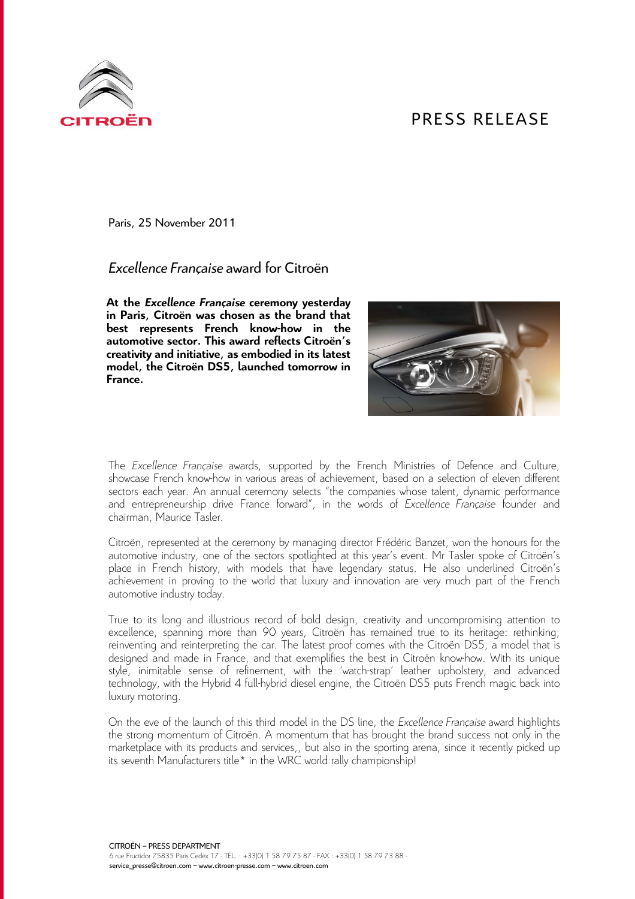PRESS RELEASE

Paris, 25 November 2011

# *Excellence Française* award for Citroën

**At the *Excellence Française* ceremony yesterday in Paris, Citroën was chosen as the brand that best represents French know-how in the automotive sector. This award reflects Citroën's creativity and initiative, as embodied in its latest model, the Citroën DS5, launched tomorrow in France.**

The *Excellence Française* awards, supported by the French Ministries of Defence and Culture, showcase French know-how in various areas of achievement, based on a selection of eleven different sectors each year. An annual ceremony selects "the companies whose talent, dynamic performance and entrepreneurship drive France forward", in the words of *Excellence Française* founder and chairman, Maurice Tasler.

Citroën, represented at the ceremony by managing director Frédéric Banzet, won the honours for the automotive industry, one of the sectors spotlighted at this year's event. Mr Tasler spoke of Citroën's place in French history, with models that have legendary status. He also underlined Citroën's achievement in proving to the world that luxury and innovation are very much part of the French automotive industry today.

True to its long and illustrious record of bold design, creativity and uncompromising attention to excellence, spanning more than 90 years, Citroën has remained true to its heritage: rethinking, reinventing and reinterpreting the car. The latest proof comes with the Citroën DS5, a model that is designed and made in France, and that exemplifies the best in Citroën know-how. With its unique style, inimitable sense of refinement, with the 'watch-strap' leather upholstery, and advanced technology, with the Hybrid 4 full-hybrid diesel engine, the Citroën DS5 puts French magic back into luxury motoring.

On the eve of the launch of this third model in the DS line, the *Excellence Française* award highlights the strong momentum of Citroën. A momentum that has brought the brand success not only in the marketplace with its products and services,, but also in the sporting arena, since it recently picked up its seventh Manufacturers title* in the WRC world rally championship!

CITROËN – PRESS DEPARTMENT
6 rue Fructidor 75835 Paris Cedex 17 - TÉL. : +33(0) 1 58 79 75 87 - FAX : +33(0) 1 58 79 73 88 -
service_presse@citroen.com – www.citroen-presse.com – www.citroen.com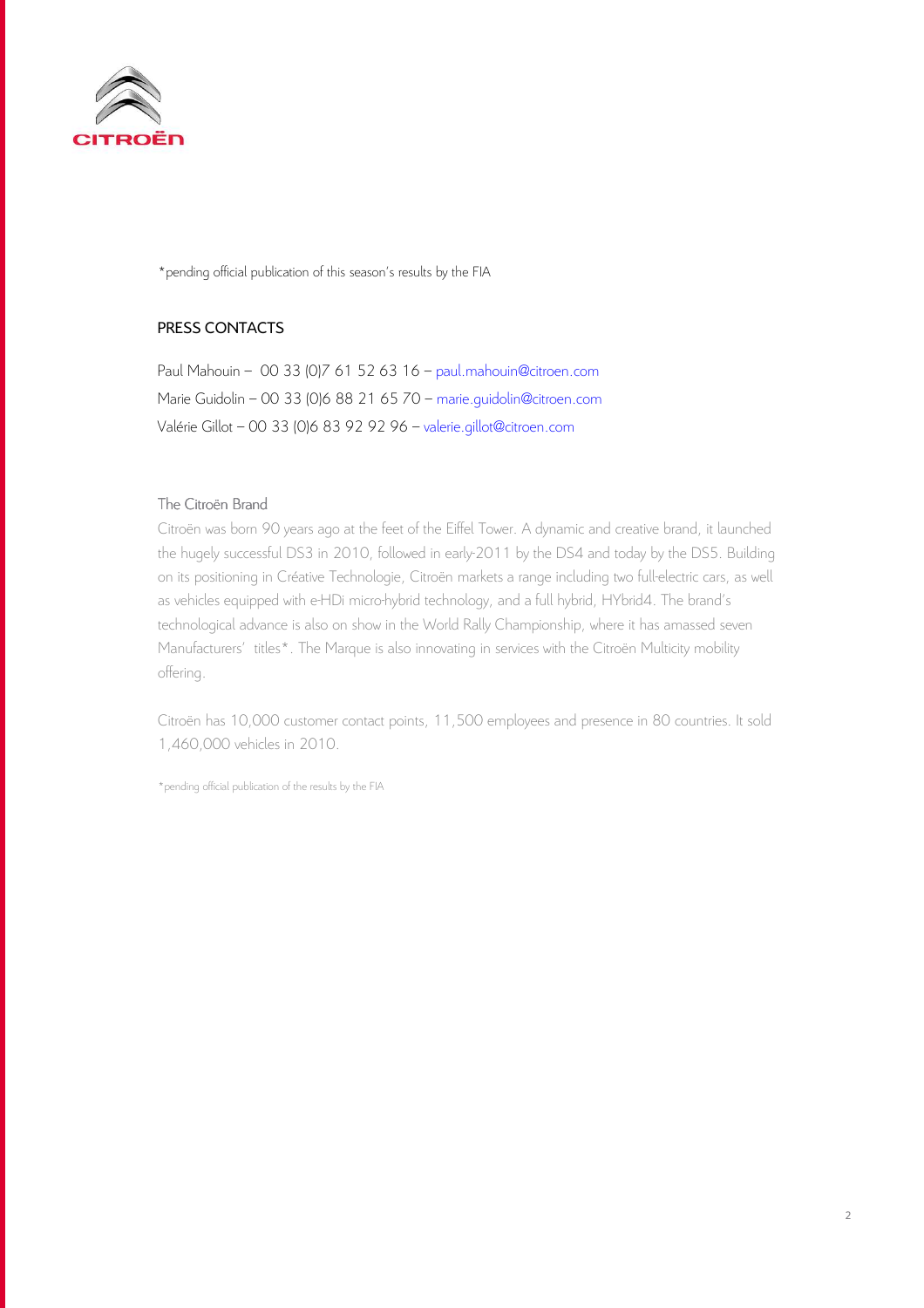*pending official publication of this season's results by the FIA

## PRESS CONTACTS

Paul Mahouin – 00 33 (0)7 61 52 63 16 – paul.mahouin@citroen.com
Marie Guidolin – 00 33 (0)6 88 21 65 70 – marie.guidolin@citroen.com
Valérie Gillot – 00 33 (0)6 83 92 92 96 – valerie.gillot@citroen.com

### The Citroën Brand

Citroën was born 90 years ago at the feet of the Eiffel Tower. A dynamic and creative brand, it launched the hugely successful DS3 in 2010, followed in early-2011 by the DS4 and today by the DS5. Building on its positioning in Créative Technologie, Citroën markets a range including two full-electric cars, as well as vehicles equipped with e-HDi micro-hybrid technology, and a full hybrid, HYbrid4. The brand's technological advance is also on show in the World Rally Championship, where it has amassed seven Manufacturers' titles*. The Marque is also innovating in services with the Citroën Multicity mobility offering.

Citroën has 10,000 customer contact points, 11,500 employees and presence in 80 countries. It sold 1,460,000 vehicles in 2010.

*pending official publication of the results by the FIA